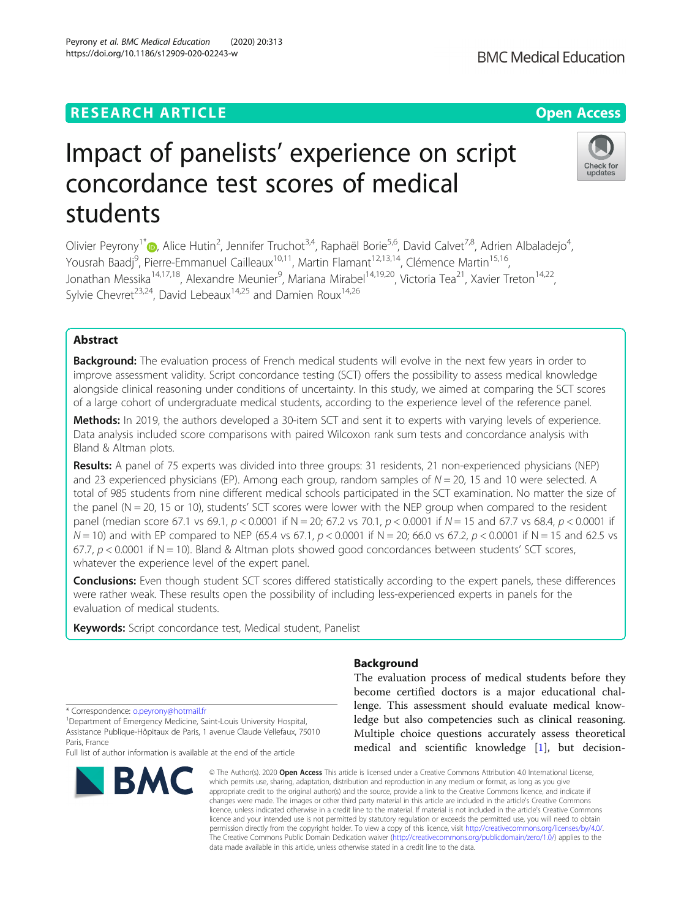RESEARCH ARTICLE

Open Access

# Impact of panelists' experience on script concordance test scores of medical students

Olivier Peyrony[1*], Alice Hutin[2], Jennifer Truchot[3,4], Raphaël Borie[5,6], David Calvet[7,8], Adrien Albaladejo[4], Yousrah Baadj[9], Pierre-Emmanuel Cailleaux[10,11], Martin Flamant[12,13,14], Clémence Martin[15,16], Jonathan Messika[14,17,18], Alexandre Meunier[9], Mariana Mirabel[14,19,20], Victoria Tea[21], Xavier Treton[14,22], Sylvie Chevret[23,24], David Lebeaux[14,25] and Damien Roux[14,26]

## Abstract

**Background:** The evaluation process of French medical students will evolve in the next few years in order to improve assessment validity. Script concordance testing (SCT) offers the possibility to assess medical knowledge alongside clinical reasoning under conditions of uncertainty. In this study, we aimed at comparing the SCT scores of a large cohort of undergraduate medical students, according to the experience level of the reference panel.

**Methods:** In 2019, the authors developed a 30-item SCT and sent it to experts with varying levels of experience. Data analysis included score comparisons with paired Wilcoxon rank sum tests and concordance analysis with Bland & Altman plots.

**Results:** A panel of 75 experts was divided into three groups: 31 residents, 21 non-experienced physicians (NEP) and 23 experienced physicians (EP). Among each group, random samples of $N = 20$, 15 and 10 were selected. A total of 985 students from nine different medical schools participated in the SCT examination. No matter the size of the panel (N = 20, 15 or 10), students' SCT scores were lower with the NEP group when compared to the resident panel (median score 67.1 vs 69.1, $p < 0.0001$ if N = 20; 67.2 vs 70.1, $p < 0.0001$ if $N = 15$ and 67.7 vs 68.4, $p < 0.0001$ if $N = 10$) and with EP compared to NEP (65.4 vs 67.1, $p < 0.0001$ if N = 20; 66.0 vs 67.2, $p < 0.0001$ if N = 15 and 62.5 vs 67.7, $p < 0.0001$ if N = 10). Bland & Altman plots showed good concordances between students' SCT scores, whatever the experience level of the expert panel.

**Conclusions:** Even though student SCT scores differed statistically according to the expert panels, these differences were rather weak. These results open the possibility of including less-experienced experts in panels for the evaluation of medical students.

**Keywords:** Script concordance test, Medical student, Panelist

## Background

The evaluation process of medical students before they become certified doctors is a major educational challenge. This assessment should evaluate medical knowledge but also competencies such as clinical reasoning. Multiple choice questions accurately assess theoretical medical and scientific knowledge [1], but decision-

\* Correspondence: o.peyrony@hotmail.fr
[1]Department of Emergency Medicine, Saint-Louis University Hospital, Assistance Publique-Hôpitaux de Paris, 1 avenue Claude Vellefaux, 75010 Paris, France
Full list of author information is available at the end of the article

© The Author(s). 2020 **Open Access** This article is licensed under a Creative Commons Attribution 4.0 International License, which permits use, sharing, adaptation, distribution and reproduction in any medium or format, as long as you give appropriate credit to the original author(s) and the source, provide a link to the Creative Commons licence, and indicate if changes were made. The images or other third party material in this article are included in the article's Creative Commons licence, unless indicated otherwise in a credit line to the material. If material is not included in the article's Creative Commons licence and your intended use is not permitted by statutory regulation or exceeds the permitted use, you will need to obtain permission directly from the copyright holder. To view a copy of this licence, visit http://creativecommons.org/licenses/by/4.0/. The Creative Commons Public Domain Dedication waiver (http://creativecommons.org/publicdomain/zero/1.0/) applies to the data made available in this article, unless otherwise stated in a credit line to the data.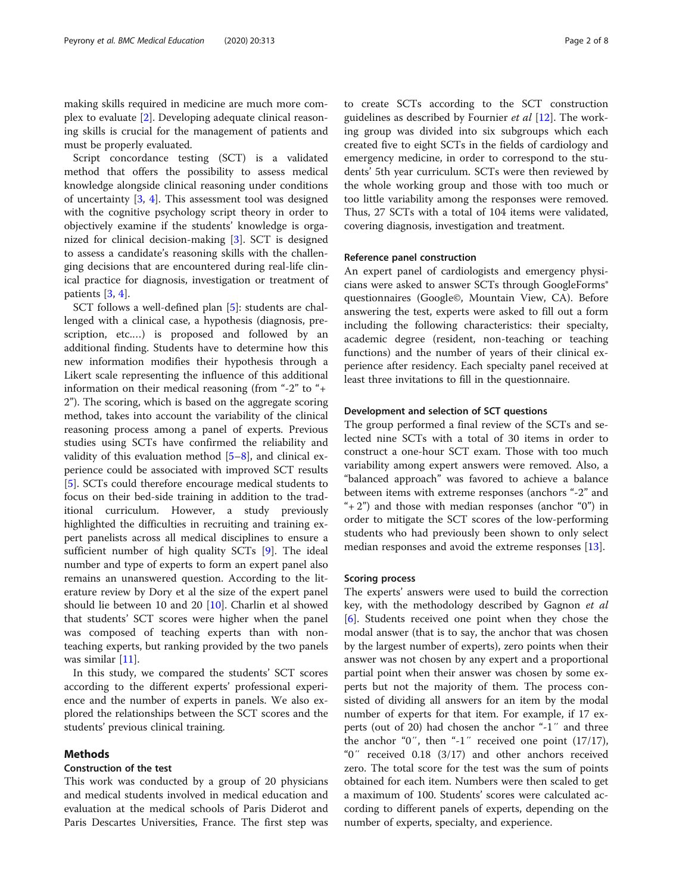making skills required in medicine are much more complex to evaluate [2]. Developing adequate clinical reasoning skills is crucial for the management of patients and must be properly evaluated.

Script concordance testing (SCT) is a validated method that offers the possibility to assess medical knowledge alongside clinical reasoning under conditions of uncertainty [3, 4]. This assessment tool was designed with the cognitive psychology script theory in order to objectively examine if the students' knowledge is organized for clinical decision-making [3]. SCT is designed to assess a candidate's reasoning skills with the challenging decisions that are encountered during real-life clinical practice for diagnosis, investigation or treatment of patients [3, 4].

SCT follows a well-defined plan [5]: students are challenged with a clinical case, a hypothesis (diagnosis, prescription, etc.…) is proposed and followed by an additional finding. Students have to determine how this new information modifies their hypothesis through a Likert scale representing the influence of this additional information on their medical reasoning (from "-2" to "+ 2"). The scoring, which is based on the aggregate scoring method, takes into account the variability of the clinical reasoning process among a panel of experts. Previous studies using SCTs have confirmed the reliability and validity of this evaluation method [5–8], and clinical experience could be associated with improved SCT results [5]. SCTs could therefore encourage medical students to focus on their bed-side training in addition to the traditional curriculum. However, a study previously highlighted the difficulties in recruiting and training expert panelists across all medical disciplines to ensure a sufficient number of high quality SCTs [9]. The ideal number and type of experts to form an expert panel also remains an unanswered question. According to the literature review by Dory et al the size of the expert panel should lie between 10 and 20 [10]. Charlin et al showed that students' SCT scores were higher when the panel was composed of teaching experts than with non-teaching experts, but ranking provided by the two panels was similar [11].

In this study, we compared the students' SCT scores according to the different experts' professional experience and the number of experts in panels. We also explored the relationships between the SCT scores and the students' previous clinical training.

## Methods

### Construction of the test

This work was conducted by a group of 20 physicians and medical students involved in medical education and evaluation at the medical schools of Paris Diderot and Paris Descartes Universities, France. The first step was to create SCTs according to the SCT construction guidelines as described by Fournier *et al* [12]. The working group was divided into six subgroups which each created five to eight SCTs in the fields of cardiology and emergency medicine, in order to correspond to the students' 5th year curriculum. SCTs were then reviewed by the whole working group and those with too much or too little variability among the responses were removed. Thus, 27 SCTs with a total of 104 items were validated, covering diagnosis, investigation and treatment.

### Reference panel construction

An expert panel of cardiologists and emergency physicians were asked to answer SCTs through GoogleForms® questionnaires (Google©, Mountain View, CA). Before answering the test, experts were asked to fill out a form including the following characteristics: their specialty, academic degree (resident, non-teaching or teaching functions) and the number of years of their clinical experience after residency. Each specialty panel received at least three invitations to fill in the questionnaire.

### Development and selection of SCT questions

The group performed a final review of the SCTs and selected nine SCTs with a total of 30 items in order to construct a one-hour SCT exam. Those with too much variability among expert answers were removed. Also, a "balanced approach" was favored to achieve a balance between items with extreme responses (anchors "-2" and "+ 2") and those with median responses (anchor "0") in order to mitigate the SCT scores of the low-performing students who had previously been shown to only select median responses and avoid the extreme responses [13].

### Scoring process

The experts' answers were used to build the correction key, with the methodology described by Gagnon *et al* [6]. Students received one point when they chose the modal answer (that is to say, the anchor that was chosen by the largest number of experts), zero points when their answer was not chosen by any expert and a proportional partial point when their answer was chosen by some experts but not the majority of them. The process consisted of dividing all answers for an item by the modal number of experts for that item. For example, if 17 experts (out of 20) had chosen the anchor "-1″ and three the anchor "0″, then "-1″ received one point (17/17), "0″ received 0.18 (3/17) and other anchors received zero. The total score for the test was the sum of points obtained for each item. Numbers were then scaled to get a maximum of 100. Students' scores were calculated according to different panels of experts, depending on the number of experts, specialty, and experience.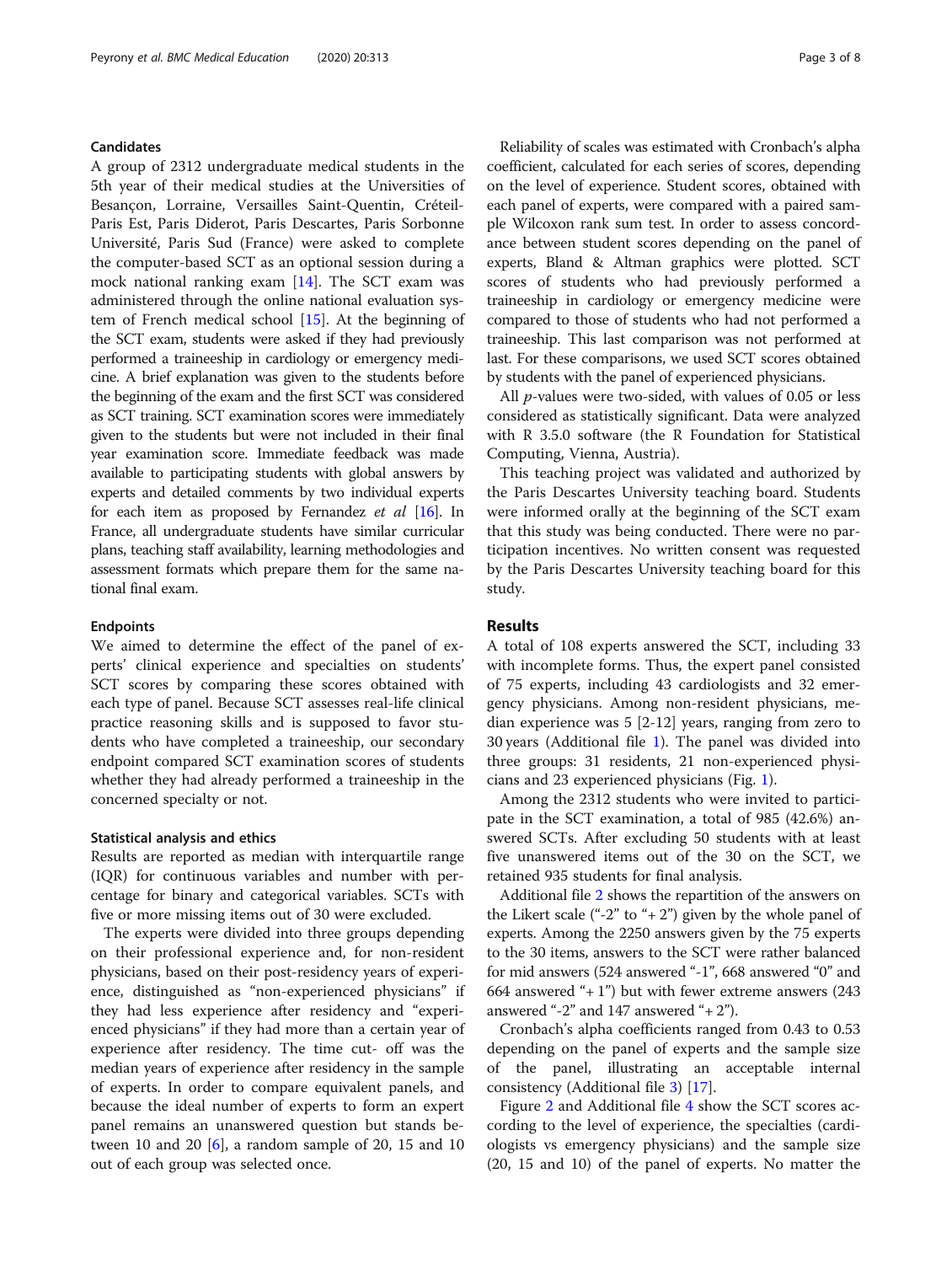### Candidates

A group of 2312 undergraduate medical students in the 5th year of their medical studies at the Universities of Besançon, Lorraine, Versailles Saint-Quentin, Créteil-Paris Est, Paris Diderot, Paris Descartes, Paris Sorbonne Université, Paris Sud (France) were asked to complete the computer-based SCT as an optional session during a mock national ranking exam [14]. The SCT exam was administered through the online national evaluation system of French medical school [15]. At the beginning of the SCT exam, students were asked if they had previously performed a traineeship in cardiology or emergency medicine. A brief explanation was given to the students before the beginning of the exam and the first SCT was considered as SCT training. SCT examination scores were immediately given to the students but were not included in their final year examination score. Immediate feedback was made available to participating students with global answers by experts and detailed comments by two individual experts for each item as proposed by Fernandez *et al* [16]. In France, all undergraduate students have similar curricular plans, teaching staff availability, learning methodologies and assessment formats which prepare them for the same national final exam.

### Endpoints

We aimed to determine the effect of the panel of experts' clinical experience and specialties on students' SCT scores by comparing these scores obtained with each type of panel. Because SCT assesses real-life clinical practice reasoning skills and is supposed to favor students who have completed a traineeship, our secondary endpoint compared SCT examination scores of students whether they had already performed a traineeship in the concerned specialty or not.

### Statistical analysis and ethics

Results are reported as median with interquartile range (IQR) for continuous variables and number with percentage for binary and categorical variables. SCTs with five or more missing items out of 30 were excluded.

The experts were divided into three groups depending on their professional experience and, for non-resident physicians, based on their post-residency years of experience, distinguished as "non-experienced physicians" if they had less experience after residency and "experienced physicians" if they had more than a certain year of experience after residency. The time cut- off was the median years of experience after residency in the sample of experts. In order to compare equivalent panels, and because the ideal number of experts to form an expert panel remains an unanswered question but stands between 10 and 20 [6], a random sample of 20, 15 and 10 out of each group was selected once.

Reliability of scales was estimated with Cronbach's alpha coefficient, calculated for each series of scores, depending on the level of experience. Student scores, obtained with each panel of experts, were compared with a paired sample Wilcoxon rank sum test. In order to assess concordance between student scores depending on the panel of experts, Bland & Altman graphics were plotted. SCT scores of students who had previously performed a traineeship in cardiology or emergency medicine were compared to those of students who had not performed a traineeship. This last comparison was not performed at last. For these comparisons, we used SCT scores obtained by students with the panel of experienced physicians.

All *p*-values were two-sided, with values of 0.05 or less considered as statistically significant. Data were analyzed with R 3.5.0 software (the R Foundation for Statistical Computing, Vienna, Austria).

This teaching project was validated and authorized by the Paris Descartes University teaching board. Students were informed orally at the beginning of the SCT exam that this study was being conducted. There were no participation incentives. No written consent was requested by the Paris Descartes University teaching board for this study.

## Results

A total of 108 experts answered the SCT, including 33 with incomplete forms. Thus, the expert panel consisted of 75 experts, including 43 cardiologists and 32 emergency physicians. Among non-resident physicians, median experience was 5 [2-12] years, ranging from zero to 30 years (Additional file 1). The panel was divided into three groups: 31 residents, 21 non-experienced physicians and 23 experienced physicians (Fig. 1).

Among the 2312 students who were invited to participate in the SCT examination, a total of 985 (42.6%) answered SCTs. After excluding 50 students with at least five unanswered items out of the 30 on the SCT, we retained 935 students for final analysis.

Additional file 2 shows the repartition of the answers on the Likert scale ("-2" to "+ 2") given by the whole panel of experts. Among the 2250 answers given by the 75 experts to the 30 items, answers to the SCT were rather balanced for mid answers (524 answered "-1", 668 answered "0" and 664 answered "+ 1") but with fewer extreme answers (243 answered "-2" and 147 answered "+ 2").

Cronbach's alpha coefficients ranged from 0.43 to 0.53 depending on the panel of experts and the sample size of the panel, illustrating an acceptable internal consistency (Additional file 3) [17].

Figure 2 and Additional file 4 show the SCT scores according to the level of experience, the specialties (cardiologists vs emergency physicians) and the sample size (20, 15 and 10) of the panel of experts. No matter the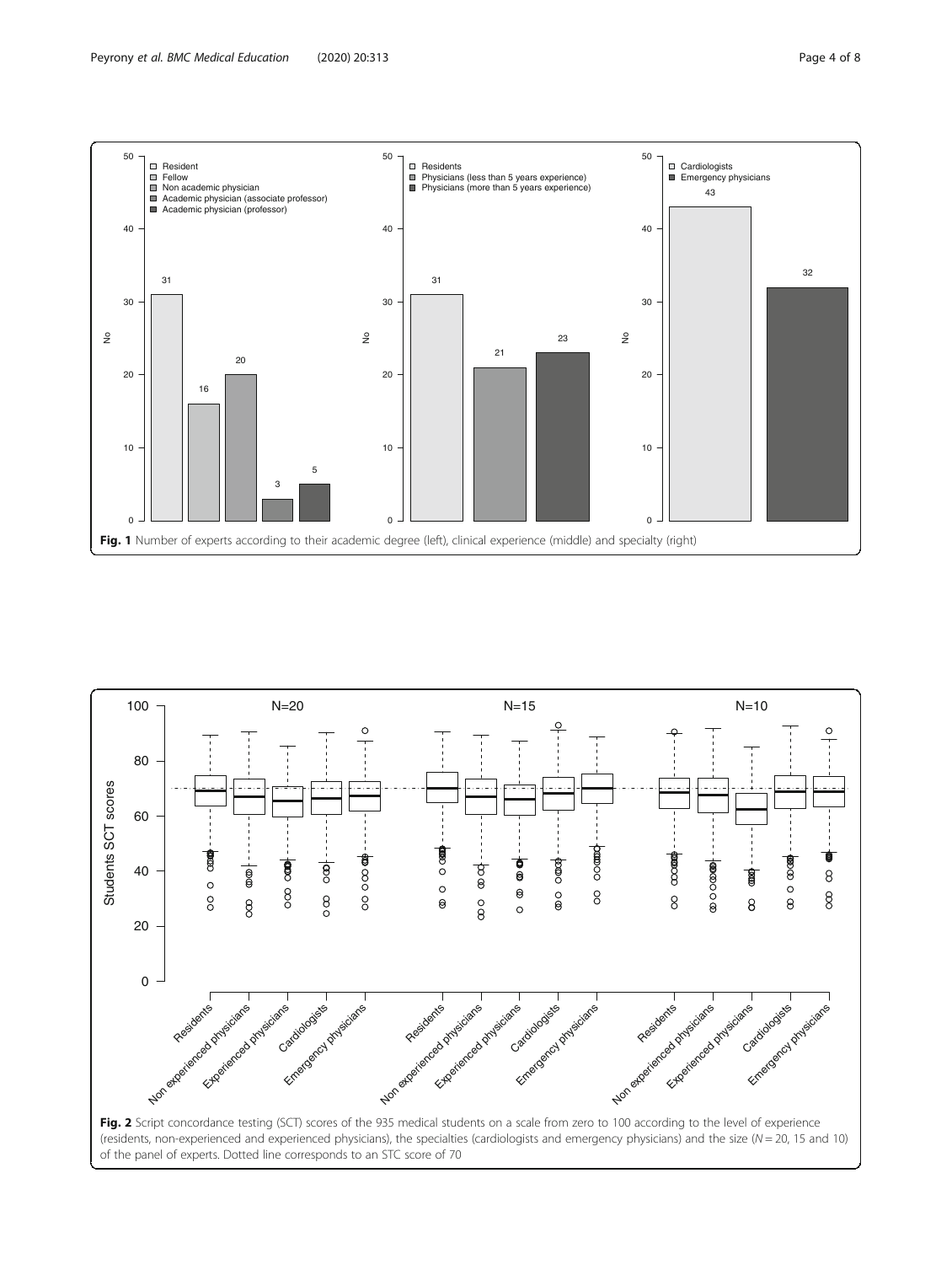**Fig. 1** Number of experts according to their academic degree (left), clinical experience (middle) and specialty (right)

**Fig. 2** Script concordance testing (SCT) scores of the 935 medical students on a scale from zero to 100 according to the level of experience (residents, non-experienced and experienced physicians), the specialties (cardiologists and emergency physicians) and the size ($N = 20$, 15 and 10) of the panel of experts. Dotted line corresponds to an STC score of 70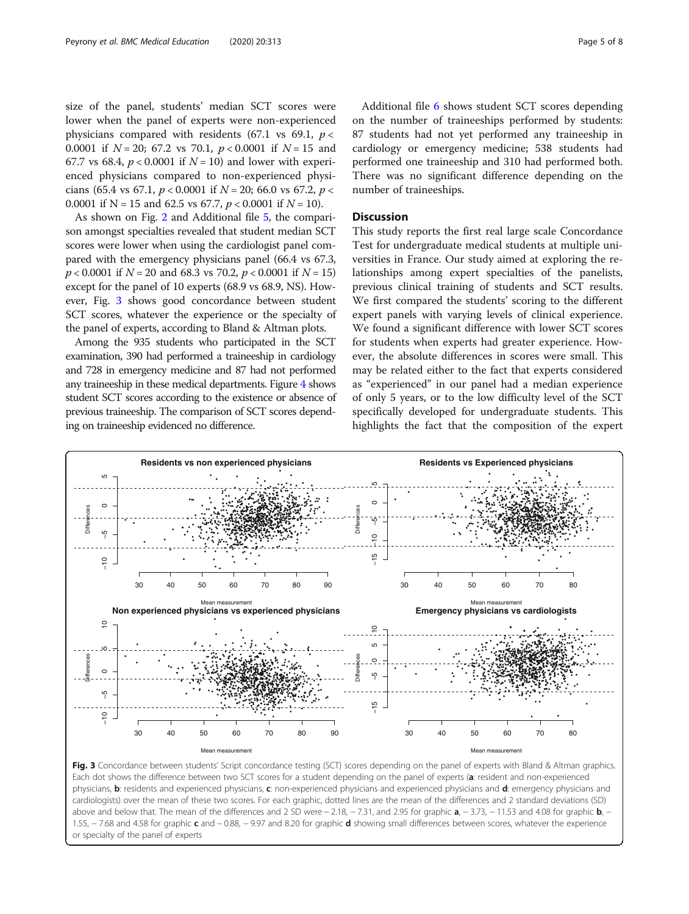size of the panel, students' median SCT scores were lower when the panel of experts were non-experienced physicians compared with residents (67.1 vs 69.1, $p < 0.0001$ if $N = 20$; 67.2 vs 70.1, $p < 0.0001$ if $N = 15$ and 67.7 vs 68.4, $p < 0.0001$ if $N = 10$) and lower with experienced physicians compared to non-experienced physicians (65.4 vs 67.1, $p < 0.0001$ if $N = 20$; 66.0 vs 67.2, $p < 0.0001$ if N = 15 and 62.5 vs 67.7, $p < 0.0001$ if $N = 10$).

As shown on Fig. 2 and Additional file 5, the comparison amongst specialties revealed that student median SCT scores were lower when using the cardiologist panel compared with the emergency physicians panel (66.4 vs 67.3, $p < 0.0001$ if $N = 20$ and 68.3 vs 70.2, $p < 0.0001$ if $N = 15$) except for the panel of 10 experts (68.9 vs 68.9, NS). However, Fig. 3 shows good concordance between student SCT scores, whatever the experience or the specialty of the panel of experts, according to Bland & Altman plots.

Among the 935 students who participated in the SCT examination, 390 had performed a traineeship in cardiology and 728 in emergency medicine and 87 had not performed any traineeship in these medical departments. Figure 4 shows student SCT scores according to the existence or absence of previous traineeship. The comparison of SCT scores depending on traineeship evidenced no difference.

Additional file 6 shows student SCT scores depending on the number of traineeships performed by students: 87 students had not yet performed any traineeship in cardiology or emergency medicine; 538 students had performed one traineeship and 310 had performed both. There was no significant difference depending on the number of traineeships.

## Discussion

This study reports the first real large scale Concordance Test for undergraduate medical students at multiple universities in France. Our study aimed at exploring the relationships among expert specialties of the panelists, previous clinical training of students and SCT results. We first compared the students' scoring to the different expert panels with varying levels of clinical experience. We found a significant difference with lower SCT scores for students when experts had greater experience. However, the absolute differences in scores were small. This may be related either to the fact that experts considered as "experienced" in our panel had a median experience of only 5 years, or to the low difficulty level of the SCT specifically developed for undergraduate students. This highlights the fact that the composition of the expert

**Fig. 3** Concordance between students' Script concordance testing (SCT) scores depending on the panel of experts with Bland & Altman graphics. Each dot shows the difference between two SCT scores for a student depending on the panel of experts (**a**: resident and non-experienced physicians, **b**: residents and experienced physicians, **c**: non-experienced physicians and experienced physicians and **d**: emergency physicians and cardiologists) over the mean of these two scores. For each graphic, dotted lines are the mean of the differences and 2 standard deviations (SD) above and below that. The mean of the differences and 2 SD were − 2.18, − 7.31, and 2.95 for graphic **a**, − 3.73, − 11.53 and 4.08 for graphic **b**, − 1.55, − 7.68 and 4.58 for graphic **c** and − 0.88, − 9.97 and 8.20 for graphic **d** showing small differences between scores, whatever the experience or specialty of the panel of experts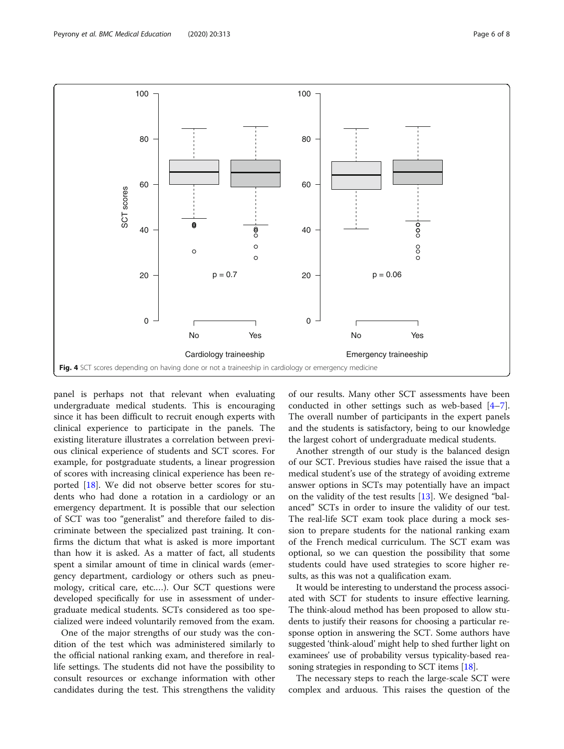Fig. 4 SCT scores depending on having done or not a traineeship in cardiology or emergency medicine

panel is perhaps not that relevant when evaluating undergraduate medical students. This is encouraging since it has been difficult to recruit enough experts with clinical experience to participate in the panels. The existing literature illustrates a correlation between previous clinical experience of students and SCT scores. For example, for postgraduate students, a linear progression of scores with increasing clinical experience has been reported [18]. We did not observe better scores for students who had done a rotation in a cardiology or an emergency department. It is possible that our selection of SCT was too "generalist" and therefore failed to discriminate between the specialized past training. It confirms the dictum that what is asked is more important than how it is asked. As a matter of fact, all students spent a similar amount of time in clinical wards (emergency department, cardiology or others such as pneumology, critical care, etc.…). Our SCT questions were developed specifically for use in assessment of undergraduate medical students. SCTs considered as too specialized were indeed voluntarily removed from the exam.

One of the major strengths of our study was the condition of the test which was administered similarly to the official national ranking exam, and therefore in real-life settings. The students did not have the possibility to consult resources or exchange information with other candidates during the test. This strengthens the validity of our results. Many other SCT assessments have been conducted in other settings such as web-based [4–7]. The overall number of participants in the expert panels and the students is satisfactory, being to our knowledge the largest cohort of undergraduate medical students.

Another strength of our study is the balanced design of our SCT. Previous studies have raised the issue that a medical student's use of the strategy of avoiding extreme answer options in SCTs may potentially have an impact on the validity of the test results [13]. We designed "balanced" SCTs in order to insure the validity of our test. The real-life SCT exam took place during a mock session to prepare students for the national ranking exam of the French medical curriculum. The SCT exam was optional, so we can question the possibility that some students could have used strategies to score higher results, as this was not a qualification exam.

It would be interesting to understand the process associated with SCT for students to insure effective learning. The think-aloud method has been proposed to allow students to justify their reasons for choosing a particular response option in answering the SCT. Some authors have suggested 'think-aloud' might help to shed further light on examinees' use of probability versus typicality-based reasoning strategies in responding to SCT items [18].

The necessary steps to reach the large-scale SCT were complex and arduous. This raises the question of the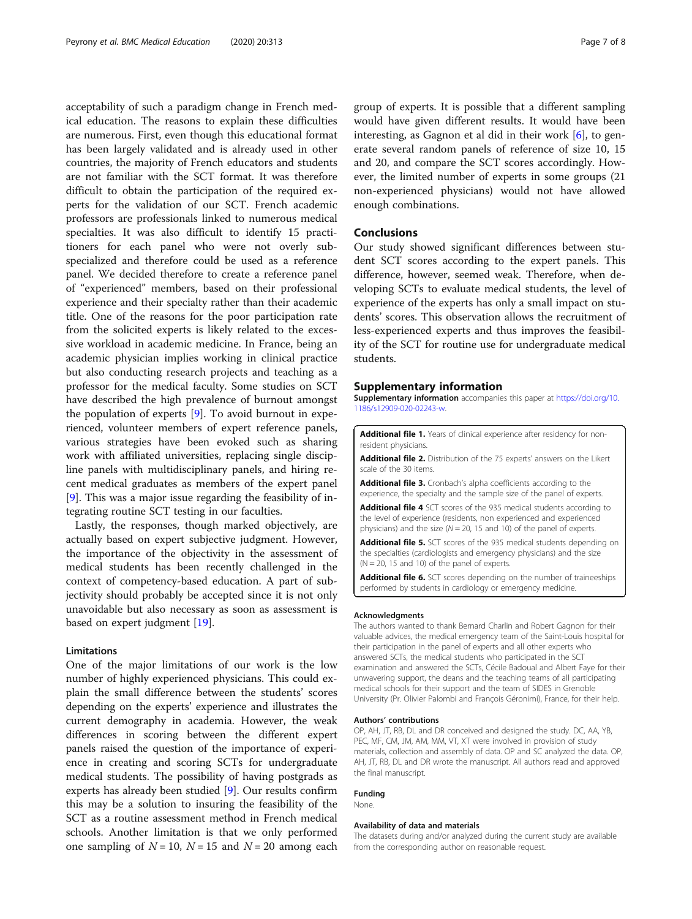acceptability of such a paradigm change in French medical education. The reasons to explain these difficulties are numerous. First, even though this educational format has been largely validated and is already used in other countries, the majority of French educators and students are not familiar with the SCT format. It was therefore difficult to obtain the participation of the required experts for the validation of our SCT. French academic professors are professionals linked to numerous medical specialties. It was also difficult to identify 15 practitioners for each panel who were not overly subspecialized and therefore could be used as a reference panel. We decided therefore to create a reference panel of "experienced" members, based on their professional experience and their specialty rather than their academic title. One of the reasons for the poor participation rate from the solicited experts is likely related to the excessive workload in academic medicine. In France, being an academic physician implies working in clinical practice but also conducting research projects and teaching as a professor for the medical faculty. Some studies on SCT have described the high prevalence of burnout amongst the population of experts [9]. To avoid burnout in experienced, volunteer members of expert reference panels, various strategies have been evoked such as sharing work with affiliated universities, replacing single discipline panels with multidisciplinary panels, and hiring recent medical graduates as members of the expert panel [9]. This was a major issue regarding the feasibility of integrating routine SCT testing in our faculties.

Lastly, the responses, though marked objectively, are actually based on expert subjective judgment. However, the importance of the objectivity in the assessment of medical students has been recently challenged in the context of competency-based education. A part of subjectivity should probably be accepted since it is not only unavoidable but also necessary as soon as assessment is based on expert judgment [19].

### Limitations

One of the major limitations of our work is the low number of highly experienced physicians. This could explain the small difference between the students' scores depending on the experts' experience and illustrates the current demography in academia. However, the weak differences in scoring between the different expert panels raised the question of the importance of experience in creating and scoring SCTs for undergraduate medical students. The possibility of having postgrads as experts has already been studied [9]. Our results confirm this may be a solution to insuring the feasibility of the SCT as a routine assessment method in French medical schools. Another limitation is that we only performed one sampling of $N = 10$, $N = 15$ and $N = 20$ among each group of experts. It is possible that a different sampling would have given different results. It would have been interesting, as Gagnon et al did in their work [6], to generate several random panels of reference of size 10, 15 and 20, and compare the SCT scores accordingly. However, the limited number of experts in some groups (21 non-experienced physicians) would not have allowed enough combinations.

## Conclusions

Our study showed significant differences between student SCT scores according to the expert panels. This difference, however, seemed weak. Therefore, when developing SCTs to evaluate medical students, the level of experience of the experts has only a small impact on students' scores. This observation allows the recruitment of less-experienced experts and thus improves the feasibility of the SCT for routine use for undergraduate medical students.

## Supplementary information

**Supplementary information** accompanies this paper at https://doi.org/10.1186/s12909-020-02243-w.

**Additional file 1.** Years of clinical experience after residency for non-resident physicians.

**Additional file 2.** Distribution of the 75 experts' answers on the Likert scale of the 30 items.

**Additional file 3.** Cronbach's alpha coefficients according to the experience, the specialty and the sample size of the panel of experts.

**Additional file 4** SCT scores of the 935 medical students according to the level of experience (residents, non experienced and experienced physicians) and the size ($N = 20$, 15 and 10) of the panel of experts.

**Additional file 5.** SCT scores of the 935 medical students depending on the specialties (cardiologists and emergency physicians) and the size ($N = 20$, 15 and 10) of the panel of experts.

**Additional file 6.** SCT scores depending on the number of traineeships performed by students in cardiology or emergency medicine.

#### Acknowledgments

The authors wanted to thank Bernard Charlin and Robert Gagnon for their valuable advices, the medical emergency team of the Saint-Louis hospital for their participation in the panel of experts and all other experts who answered SCTs, the medical students who participated in the SCT examination and answered the SCTs, Cécile Badoual and Albert Faye for their unwavering support, the deans and the teaching teams of all participating medical schools for their support and the team of SIDES in Grenoble University (Pr. Olivier Palombi and François Géronimi), France, for their help.

#### Authors' contributions

OP, AH, JT, RB, DL and DR conceived and designed the study. DC, AA, YB, PEC, MF, CM, JM, AM, MM, VT, XT were involved in provision of study materials, collection and assembly of data. OP and SC analyzed the data. OP, AH, JT, RB, DL and DR wrote the manuscript. All authors read and approved the final manuscript.

#### Funding

None.

#### Availability of data and materials

The datasets during and/or analyzed during the current study are available from the corresponding author on reasonable request.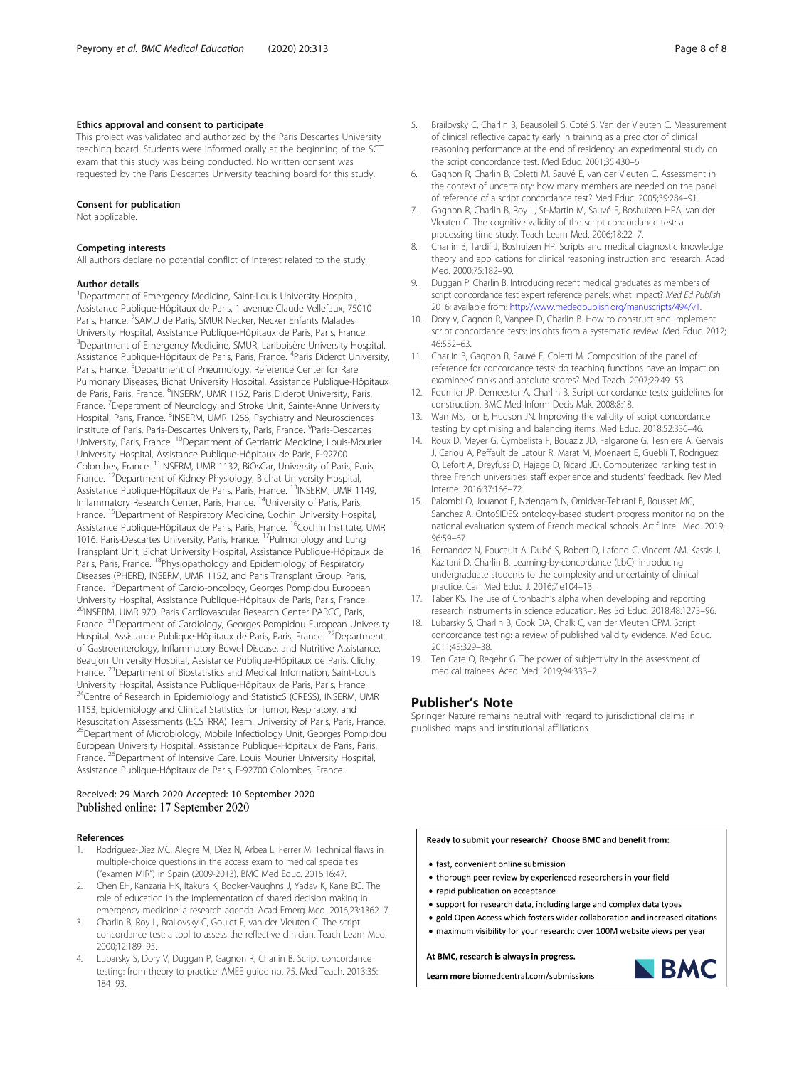### Ethics approval and consent to participate

This project was validated and authorized by the Paris Descartes University teaching board. Students were informed orally at the beginning of the SCT exam that this study was being conducted. No written consent was requested by the Paris Descartes University teaching board for this study.

### Consent for publication

Not applicable.

### Competing interests

All authors declare no potential conflict of interest related to the study.

### Author details

[1]Department of Emergency Medicine, Saint-Louis University Hospital, Assistance Publique-Hôpitaux de Paris, 1 avenue Claude Vellefaux, 75010 Paris, France. [2]SAMU de Paris, SMUR Necker, Necker Enfants Malades University Hospital, Assistance Publique-Hôpitaux de Paris, Paris, France. [3]Department of Emergency Medicine, SMUR, Lariboisère University Hospital, Assistance Publique-Hôpitaux de Paris, Paris, France. [4]Paris Diderot University, Paris, France. [5]Department of Pneumology, Reference Center for Rare Pulmonary Diseases, Bichat University Hospital, Assistance Publique-Hôpitaux de Paris, Paris, France. [6]INSERM, UMR 1152, Paris Diderot University, Paris, France. [7]Department of Neurology and Stroke Unit, Sainte-Anne University Hospital, Paris, France. [8]INSERM, UMR 1266, Psychiatry and Neurosciences Institute of Paris, Paris-Descartes University, Paris, France. [9]Paris-Descartes University, Paris, France. [10]Department of Geriatric Medicine, Louis-Mourier University Hospital, Assistance Publique-Hôpitaux de Paris, F-92700 Colombes, France. [11]INSERM, UMR 1132, BiOsCar, University of Paris, Paris, France. [12]Department of Kidney Physiology, Bichat University Hospital, Assistance Publique-Hôpitaux de Paris, Paris, France. [13]INSERM, UMR 1149, Inflammatory Research Center, Paris, France. [14]University of Paris, Paris, France. [15]Department of Respiratory Medicine, Cochin University Hospital, Assistance Publique-Hôpitaux de Paris, Paris, France. [16]Cochin Institute, UMR 1016. Paris-Descartes University, Paris, France. [17]Pulmonology and Lung Transplant Unit, Bichat University Hospital, Assistance Publique-Hôpitaux de Paris, Paris, France. [18]Physiopathology and Epidemiology of Respiratory Diseases (PHERE), INSERM, UMR 1152, and Paris Transplant Group, Paris, France. [19]Department of Cardio-oncology, Georges Pompidou European University Hospital, Assistance Publique-Hôpitaux de Paris, Paris, France. [20]INSERM, UMR 970, Paris Cardiovascular Research Center PARCC, Paris, France. [21]Department of Cardiology, Georges Pompidou European University Hospital, Assistance Publique-Hôpitaux de Paris, Paris, France. [22]Department of Gastroenterology, Inflammatory Bowel Disease, and Nutritive Assistance, Beaujon University Hospital, Assistance Publique-Hôpitaux de Paris, Clichy, France. [23]Department of Biostatistics and Medical Information, Saint-Louis University Hospital, Assistance Publique-Hôpitaux de Paris, Paris, France. [24]Centre of Research in Epidemiology and StatisticS (CRESS), INSERM, UMR 1153, Epidemiology and Clinical Statistics for Tumor, Respiratory, and Resuscitation Assessments (ECSTRRA) Team, University of Paris, Paris, France. [25]Department of Microbiology, Mobile Infectiology Unit, Georges Pompidou European University Hospital, Assistance Publique-Hôpitaux de Paris, Paris, France. [26]Department of Intensive Care, Louis Mourier University Hospital, Assistance Publique-Hôpitaux de Paris, F-92700 Colombes, France.

Received: 29 March 2020 Accepted: 10 September 2020
Published online: 17 September 2020

### References

1. Rodríguez-Díez MC, Alegre M, Díez N, Arbea L, Ferrer M. Technical flaws in multiple-choice questions in the access exam to medical specialties ("examen MIR") in Spain (2009-2013). BMC Med Educ. 2016;16:47.
2. Chen EH, Kanzaria HK, Itakura K, Booker-Vaughns J, Yadav K, Kane BG. The role of education in the implementation of shared decision making in emergency medicine: a research agenda. Acad Emerg Med. 2016;23:1362–7.
3. Charlin B, Roy L, Brailovsky C, Goulet F, van der Vleuten C. The script concordance test: a tool to assess the reflective clinician. Teach Learn Med. 2000;12:189–95.
4. Lubarsky S, Dory V, Duggan P, Gagnon R, Charlin B. Script concordance testing: from theory to practice: AMEE guide no. 75. Med Teach. 2013;35:184–93.
5. Brailovsky C, Charlin B, Beausoleil S, Coté S, Van der Vleuten C. Measurement of clinical reflective capacity early in training as a predictor of clinical reasoning performance at the end of residency: an experimental study on the script concordance test. Med Educ. 2001;35:430–6.
6. Gagnon R, Charlin B, Coletti M, Sauvé E, van der Vleuten C. Assessment in the context of uncertainty: how many members are needed on the panel of reference of a script concordance test? Med Educ. 2005;39:284–91.
7. Gagnon R, Charlin B, Roy L, St-Martin M, Sauvé E, Boshuizen HPA, van der Vleuten C. The cognitive validity of the script concordance test: a processing time study. Teach Learn Med. 2006;18:22–7.
8. Charlin B, Tardif J, Boshuizen HP. Scripts and medical diagnostic knowledge: theory and applications for clinical reasoning instruction and research. Acad Med. 2000;75:182–90.
9. Duggan P, Charlin B. Introducing recent medical graduates as members of script concordance test expert reference panels: what impact? *Med Ed Publish* 2016; available from: http://www.mededpublish.org/manuscripts/494/v1.
10. Dory V, Gagnon R, Vanpee D, Charlin B. How to construct and implement script concordance tests: insights from a systematic review. Med Educ. 2012;46:552–63.
11. Charlin B, Gagnon R, Sauvé E, Coletti M. Composition of the panel of reference for concordance tests: do teaching functions have an impact on examinees' ranks and absolute scores? Med Teach. 2007;29:49–53.
12. Fournier JP, Demeester A, Charlin B. Script concordance tests: guidelines for construction. BMC Med Inform Decis Mak. 2008;8:18.
13. Wan MS, Tor E, Hudson JN. Improving the validity of script concordance testing by optimising and balancing items. Med Educ. 2018;52:336–46.
14. Roux D, Meyer G, Cymbalista F, Bouaziz JD, Falgarone G, Tesniere A, Gervais J, Cariou A, Peffault de Latour R, Marat M, Moenaert E, Guebli T, Rodriguez O, Lefort A, Dreyfuss D, Hajage D, Ricard JD. Computerized ranking test in three French universities: staff experience and students' feedback. Rev Med Interne. 2016;37:166–72.
15. Palombi O, Jouanot F, Nziengam N, Omidvar-Tehrani B, Rousset MC, Sanchez A. OntoSIDES: ontology-based student progress monitoring on the national evaluation system of French medical schools. Artif Intell Med. 2019;96:59–67.
16. Fernandez N, Foucault A, Dubé S, Robert D, Lafond C, Vincent AM, Kassis J, Kazitani D, Charlin B. Learning-by-concordance (LbC): introducing undergraduate students to the complexity and uncertainty of clinical practice. Can Med Educ J. 2016;7:e104–13.
17. Taber KS. The use of Cronbach's alpha when developing and reporting research instruments in science education. Res Sci Educ. 2018;48:1273–96.
18. Lubarsky S, Charlin B, Cook DA, Chalk C, van der Vleuten CPM. Script concordance testing: a review of published validity evidence. Med Educ. 2011;45:329–38.
19. Ten Cate O, Regehr G. The power of subjectivity in the assessment of medical trainees. Acad Med. 2019;94:333–7.

## Publisher's Note

Springer Nature remains neutral with regard to jurisdictional claims in published maps and institutional affiliations.

**Ready to submit your research? Choose BMC and benefit from:**

- fast, convenient online submission
- thorough peer review by experienced researchers in your field
- rapid publication on acceptance
- support for research data, including large and complex data types
- gold Open Access which fosters wider collaboration and increased citations
- maximum visibility for your research: over 100M website views per year

**At BMC, research is always in progress.**

**Learn more** biomedcentral.com/submissions

BMC